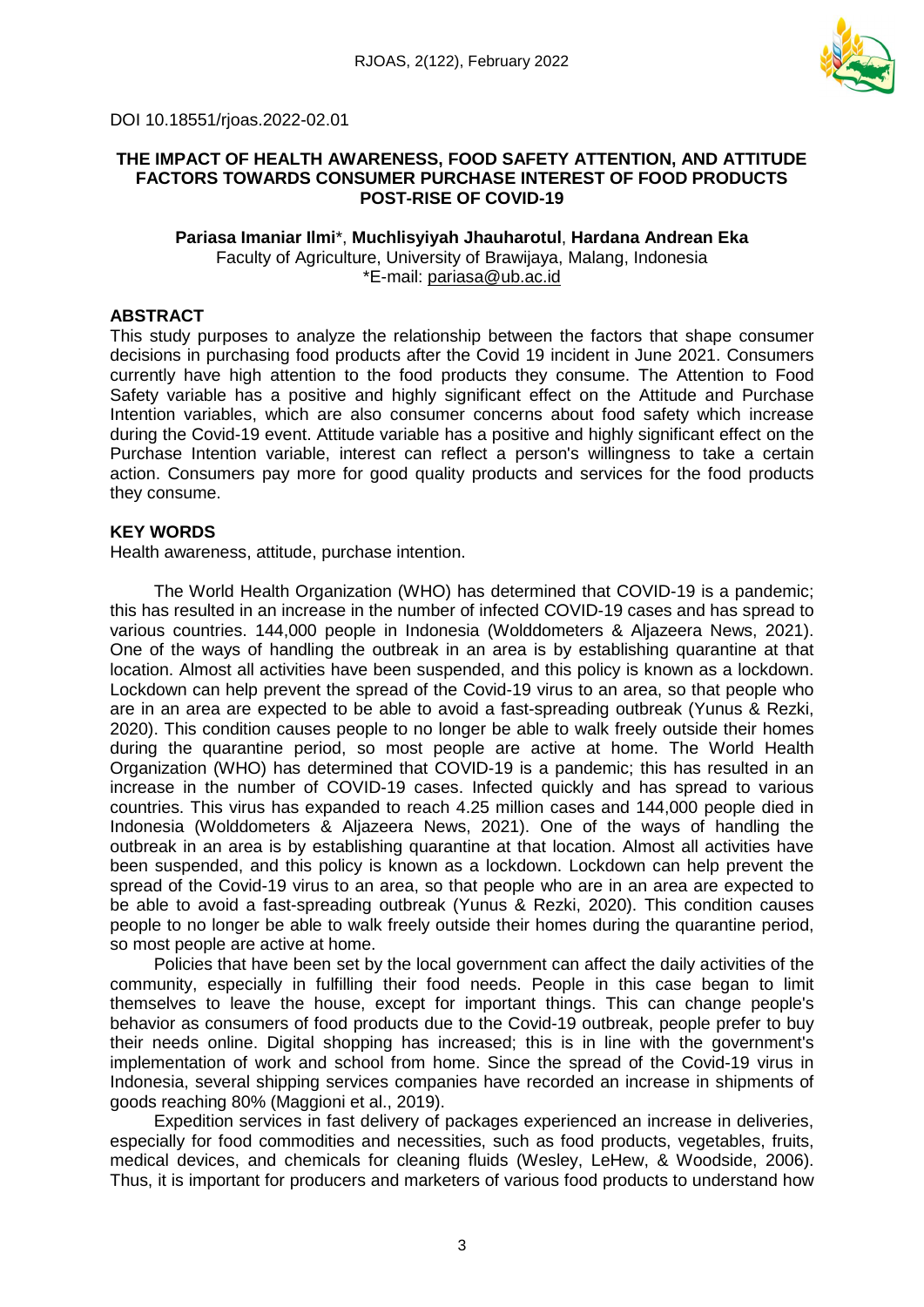DOI 10.18551/rjoas.2022-02.01

# THE IMPACT OF HEALTH AWARENESS, FOOD SAFETY ATTENTION, AND ATTITUDE FACTORS TOWARDS CONSUMER PURCHASE INTEREST OF FOOD PRODUCTS POST-RISE OF COVID-19

**Pariasa Imaniar Ilmi***, **Muchlisyiyah Jhauharotul**, **Hardana Andrean Eka**
Faculty of Agriculture, University of Brawijaya, Malang, Indonesia
*E-mail: pariasa@ub.ac.id

## ABSTRACT

This study purposes to analyze the relationship between the factors that shape consumer decisions in purchasing food products after the Covid 19 incident in June 2021. Consumers currently have high attention to the food products they consume. The Attention to Food Safety variable has a positive and highly significant effect on the Attitude and Purchase Intention variables, which are also consumer concerns about food safety which increase during the Covid-19 event. Attitude variable has a positive and highly significant effect on the Purchase Intention variable, interest can reflect a person's willingness to take a certain action. Consumers pay more for good quality products and services for the food products they consume.

## KEY WORDS

Health awareness, attitude, purchase intention.

The World Health Organization (WHO) has determined that COVID-19 is a pandemic; this has resulted in an increase in the number of infected COVID-19 cases and has spread to various countries. 144,000 people in Indonesia (Wolddometers & Aljazeera News, 2021). One of the ways of handling the outbreak in an area is by establishing quarantine at that location. Almost all activities have been suspended, and this policy is known as a lockdown. Lockdown can help prevent the spread of the Covid-19 virus to an area, so that people who are in an area are expected to be able to avoid a fast-spreading outbreak (Yunus & Rezki, 2020). This condition causes people to no longer be able to walk freely outside their homes during the quarantine period, so most people are active at home. The World Health Organization (WHO) has determined that COVID-19 is a pandemic; this has resulted in an increase in the number of COVID-19 cases. Infected quickly and has spread to various countries. This virus has expanded to reach 4.25 million cases and 144,000 people died in Indonesia (Wolddometers & Aljazeera News, 2021). One of the ways of handling the outbreak in an area is by establishing quarantine at that location. Almost all activities have been suspended, and this policy is known as a lockdown. Lockdown can help prevent the spread of the Covid-19 virus to an area, so that people who are in an area are expected to be able to avoid a fast-spreading outbreak (Yunus & Rezki, 2020). This condition causes people to no longer be able to walk freely outside their homes during the quarantine period, so most people are active at home.

Policies that have been set by the local government can affect the daily activities of the community, especially in fulfilling their food needs. People in this case began to limit themselves to leave the house, except for important things. This can change people's behavior as consumers of food products due to the Covid-19 outbreak, people prefer to buy their needs online. Digital shopping has increased; this is in line with the government's implementation of work and school from home. Since the spread of the Covid-19 virus in Indonesia, several shipping services companies have recorded an increase in shipments of goods reaching 80% (Maggioni et al., 2019).

Expedition services in fast delivery of packages experienced an increase in deliveries, especially for food commodities and necessities, such as food products, vegetables, fruits, medical devices, and chemicals for cleaning fluids (Wesley, LeHew, & Woodside, 2006). Thus, it is important for producers and marketers of various food products to understand how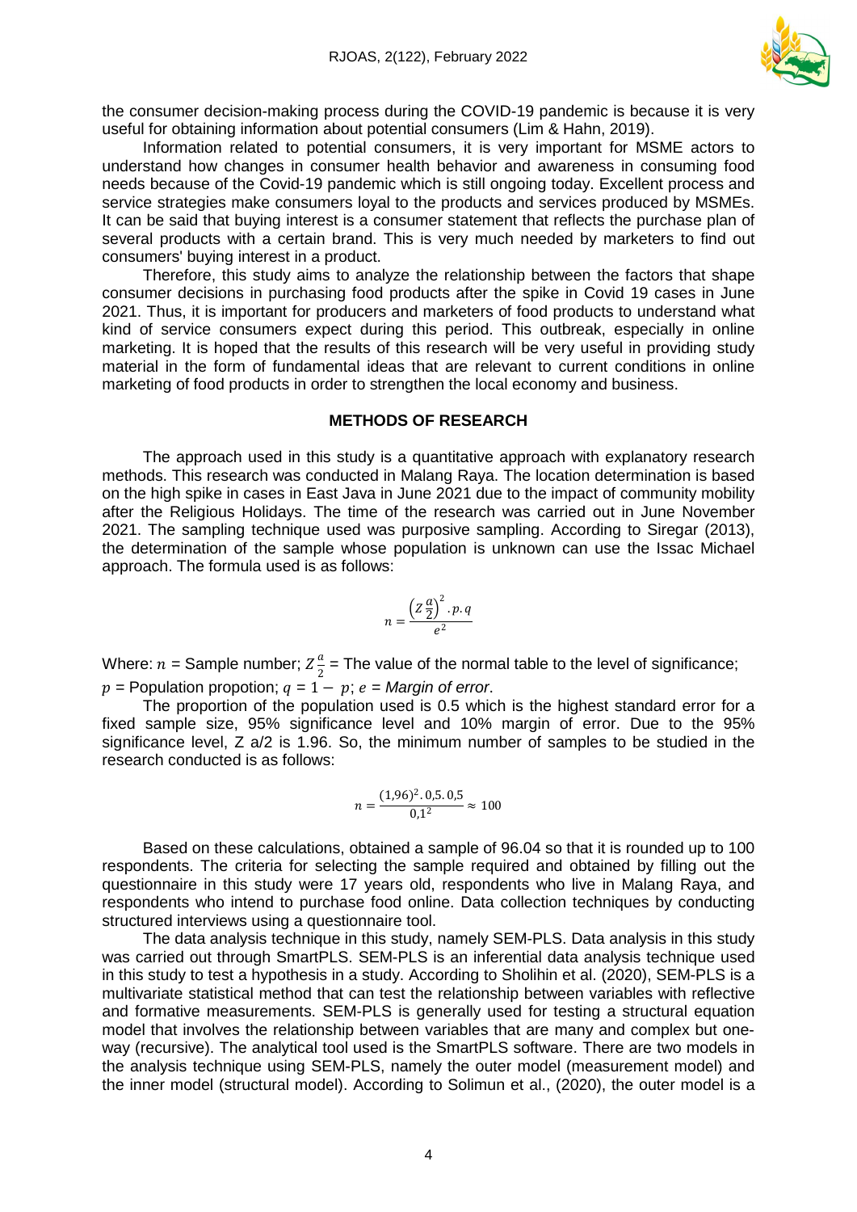the consumer decision-making process during the COVID-19 pandemic is because it is very useful for obtaining information about potential consumers (Lim & Hahn, 2019).

Information related to potential consumers, it is very important for MSME actors to understand how changes in consumer health behavior and awareness in consuming food needs because of the Covid-19 pandemic which is still ongoing today. Excellent process and service strategies make consumers loyal to the products and services produced by MSMEs. It can be said that buying interest is a consumer statement that reflects the purchase plan of several products with a certain brand. This is very much needed by marketers to find out consumers' buying interest in a product.

Therefore, this study aims to analyze the relationship between the factors that shape consumer decisions in purchasing food products after the spike in Covid 19 cases in June 2021. Thus, it is important for producers and marketers of food products to understand what kind of service consumers expect during this period. This outbreak, especially in online marketing. It is hoped that the results of this research will be very useful in providing study material in the form of fundamental ideas that are relevant to current conditions in online marketing of food products in order to strengthen the local economy and business.

## METHODS OF RESEARCH

The approach used in this study is a quantitative approach with explanatory research methods. This research was conducted in Malang Raya. The location determination is based on the high spike in cases in East Java in June 2021 due to the impact of community mobility after the Religious Holidays. The time of the research was carried out in June November 2021. The sampling technique used was purposive sampling. According to Siregar (2013), the determination of the sample whose population is unknown can use the Issac Michael approach. The formula used is as follows:

$$n = \frac{\left(Z\frac{a}{2}\right)^2 . p.q}{e^2}$$

Where: $n$ = Sample number; $Z\frac{a}{2}$ = The value of the normal table to the level of significance; $p$ = Population propotion; $q = 1 - p$; $e$ = *Margin of error*.

The proportion of the population used is 0.5 which is the highest standard error for a fixed sample size, 95% significance level and 10% margin of error. Due to the 95% significance level, Z a/2 is 1.96. So, the minimum number of samples to be studied in the research conducted is as follows:

$$n = \frac{(1{,}96)^2 . 0{,}5 . 0{,}5}{0{,}1^2} \approx 100$$

Based on these calculations, obtained a sample of 96.04 so that it is rounded up to 100 respondents. The criteria for selecting the sample required and obtained by filling out the questionnaire in this study were 17 years old, respondents who live in Malang Raya, and respondents who intend to purchase food online. Data collection techniques by conducting structured interviews using a questionnaire tool.

The data analysis technique in this study, namely SEM-PLS. Data analysis in this study was carried out through SmartPLS. SEM-PLS is an inferential data analysis technique used in this study to test a hypothesis in a study. According to Sholihin et al. (2020), SEM-PLS is a multivariate statistical method that can test the relationship between variables with reflective and formative measurements. SEM-PLS is generally used for testing a structural equation model that involves the relationship between variables that are many and complex but one-way (recursive). The analytical tool used is the SmartPLS software. There are two models in the analysis technique using SEM-PLS, namely the outer model (measurement model) and the inner model (structural model). According to Solimun et al., (2020), the outer model is a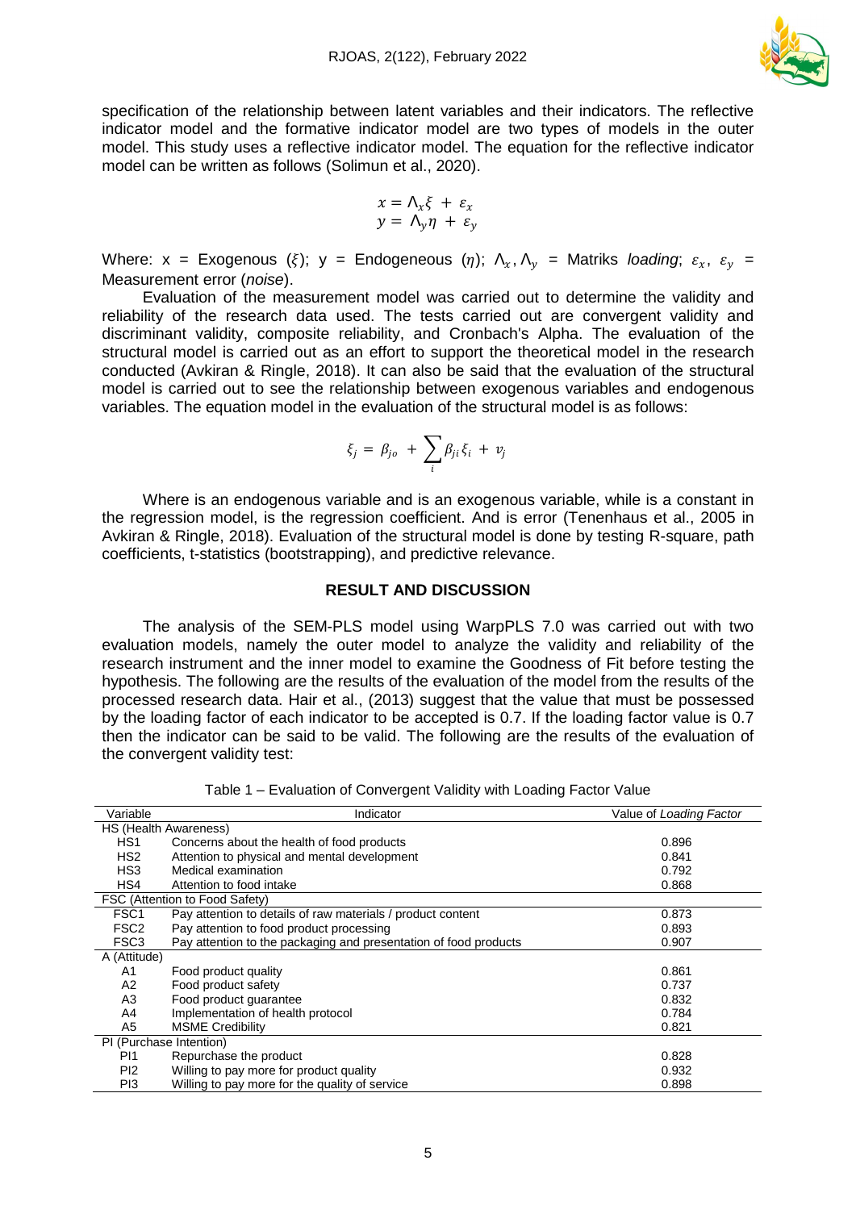specification of the relationship between latent variables and their indicators. The reflective indicator model and the formative indicator model are two types of models in the outer model. This study uses a reflective indicator model. The equation for the reflective indicator model can be written as follows (Solimun et al., 2020).

$$x = \Lambda_x \xi + \varepsilon_x$$
$$y = \Lambda_y \eta + \varepsilon_y$$

Where: x = Exogenous ($\xi$); y = Endogeneous ($\eta$); $\Lambda_x, \Lambda_y$ = Matriks *loading*; $\varepsilon_x$, $\varepsilon_y$ = Measurement error (*noise*).

Evaluation of the measurement model was carried out to determine the validity and reliability of the research data used. The tests carried out are convergent validity and discriminant validity, composite reliability, and Cronbach's Alpha. The evaluation of the structural model is carried out as an effort to support the theoretical model in the research conducted (Avkiran & Ringle, 2018). It can also be said that the evaluation of the structural model is carried out to see the relationship between exogenous variables and endogenous variables. The equation model in the evaluation of the structural model is as follows:

$$\xi_j = \beta_{jo} + \sum_i \beta_{ji} \xi_i + v_j$$

Where is an endogenous variable and is an exogenous variable, while is a constant in the regression model, is the regression coefficient. And is error (Tenenhaus et al., 2005 in Avkiran & Ringle, 2018). Evaluation of the structural model is done by testing R-square, path coefficients, t-statistics (bootstrapping), and predictive relevance.

## RESULT AND DISCUSSION

The analysis of the SEM-PLS model using WarpPLS 7.0 was carried out with two evaluation models, namely the outer model to analyze the validity and reliability of the research instrument and the inner model to examine the Goodness of Fit before testing the hypothesis. The following are the results of the evaluation of the model from the results of the processed research data. Hair et al., (2013) suggest that the value that must be possessed by the loading factor of each indicator to be accepted is 0.7. If the loading factor value is 0.7 then the indicator can be said to be valid. The following are the results of the evaluation of the convergent validity test:

Table 1 – Evaluation of Convergent Validity with Loading Factor Value

| Variable | Indicator | Value of *Loading Factor* |
|---|---|---|
| HS (Health Awareness) | | |
| HS1 | Concerns about the health of food products | 0.896 |
| HS2 | Attention to physical and mental development | 0.841 |
| HS3 | Medical examination | 0.792 |
| HS4 | Attention to food intake | 0.868 |
| FSC (Attention to Food Safety) | | |
| FSC1 | Pay attention to details of raw materials / product content | 0.873 |
| FSC2 | Pay attention to food product processing | 0.893 |
| FSC3 | Pay attention to the packaging and presentation of food products | 0.907 |
| A (Attitude) | | |
| A1 | Food product quality | 0.861 |
| A2 | Food product safety | 0.737 |
| A3 | Food product guarantee | 0.832 |
| A4 | Implementation of health protocol | 0.784 |
| A5 | MSME Credibility | 0.821 |
| PI (Purchase Intention) | | |
| PI1 | Repurchase the product | 0.828 |
| PI2 | Willing to pay more for product quality | 0.932 |
| PI3 | Willing to pay more for the quality of service | 0.898 |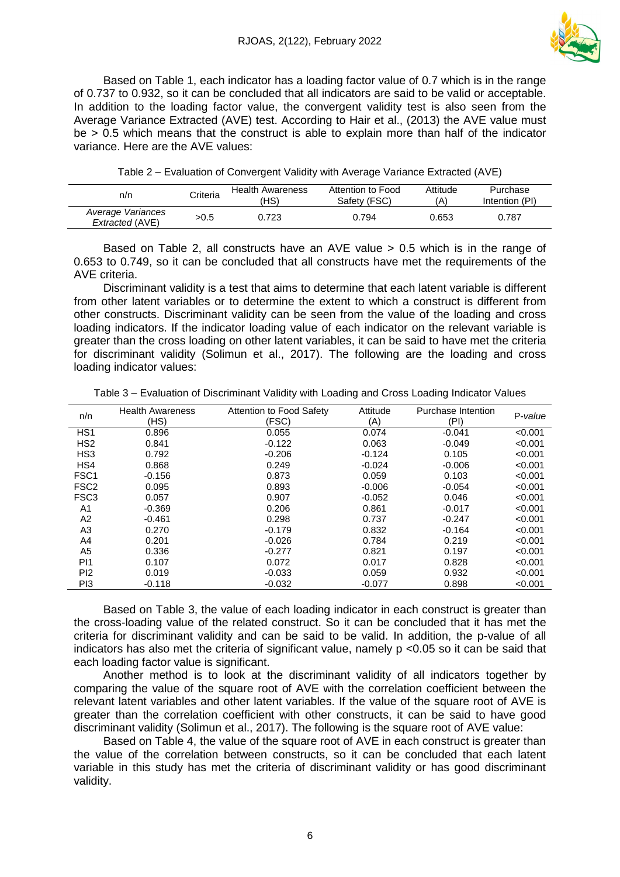Based on Table 1, each indicator has a loading factor value of 0.7 which is in the range of 0.737 to 0.932, so it can be concluded that all indicators are said to be valid or acceptable. In addition to the loading factor value, the convergent validity test is also seen from the Average Variance Extracted (AVE) test. According to Hair et al., (2013) the AVE value must be > 0.5 which means that the construct is able to explain more than half of the indicator variance. Here are the AVE values:

Table 2 – Evaluation of Convergent Validity with Average Variance Extracted (AVE)

| n/n | Criteria | Health Awareness (HS) | Attention to Food Safety (FSC) | Attitude (A) | Purchase Intention (PI) |
|---|---|---|---|---|---|
| *Average Variances Extracted* (AVE) | >0.5 | 0.723 | 0.794 | 0.653 | 0.787 |

Based on Table 2, all constructs have an AVE value > 0.5 which is in the range of 0.653 to 0.749, so it can be concluded that all constructs have met the requirements of the AVE criteria.

Discriminant validity is a test that aims to determine that each latent variable is different from other latent variables or to determine the extent to which a construct is different from other constructs. Discriminant validity can be seen from the value of the loading and cross loading indicators. If the indicator loading value of each indicator on the relevant variable is greater than the cross loading on other latent variables, it can be said to have met the criteria for discriminant validity (Solimun et al., 2017). The following are the loading and cross loading indicator values:

Table 3 – Evaluation of Discriminant Validity with Loading and Cross Loading Indicator Values

| n/n | Health Awareness (HS) | Attention to Food Safety (FSC) | Attitude (A) | Purchase Intention (PI) | P-*value* |
|---|---|---|---|---|---|
| HS1 | 0.896 | 0.055 | 0.074 | -0.041 | <0.001 |
| HS2 | 0.841 | -0.122 | 0.063 | -0.049 | <0.001 |
| HS3 | 0.792 | -0.206 | -0.124 | 0.105 | <0.001 |
| HS4 | 0.868 | 0.249 | -0.024 | -0.006 | <0.001 |
| FSC1 | -0.156 | 0.873 | 0.059 | 0.103 | <0.001 |
| FSC2 | 0.095 | 0.893 | -0.006 | -0.054 | <0.001 |
| FSC3 | 0.057 | 0.907 | -0.052 | 0.046 | <0.001 |
| A1 | -0.369 | 0.206 | 0.861 | -0.017 | <0.001 |
| A2 | -0.461 | 0.298 | 0.737 | -0.247 | <0.001 |
| A3 | 0.270 | -0.179 | 0.832 | -0.164 | <0.001 |
| A4 | 0.201 | -0.026 | 0.784 | 0.219 | <0.001 |
| A5 | 0.336 | -0.277 | 0.821 | 0.197 | <0.001 |
| PI1 | 0.107 | 0.072 | 0.017 | 0.828 | <0.001 |
| PI2 | 0.019 | -0.033 | 0.059 | 0.932 | <0.001 |
| PI3 | -0.118 | -0.032 | -0.077 | 0.898 | <0.001 |

Based on Table 3, the value of each loading indicator in each construct is greater than the cross-loading value of the related construct. So it can be concluded that it has met the criteria for discriminant validity and can be said to be valid. In addition, the p-value of all indicators has also met the criteria of significant value, namely $p < 0.05$ so it can be said that each loading factor value is significant.

Another method is to look at the discriminant validity of all indicators together by comparing the value of the square root of AVE with the correlation coefficient between the relevant latent variables and other latent variables. If the value of the square root of AVE is greater than the correlation coefficient with other constructs, it can be said to have good discriminant validity (Solimun et al., 2017). The following is the square root of AVE value:

Based on Table 4, the value of the square root of AVE in each construct is greater than the value of the correlation between constructs, so it can be concluded that each latent variable in this study has met the criteria of discriminant validity or has good discriminant validity.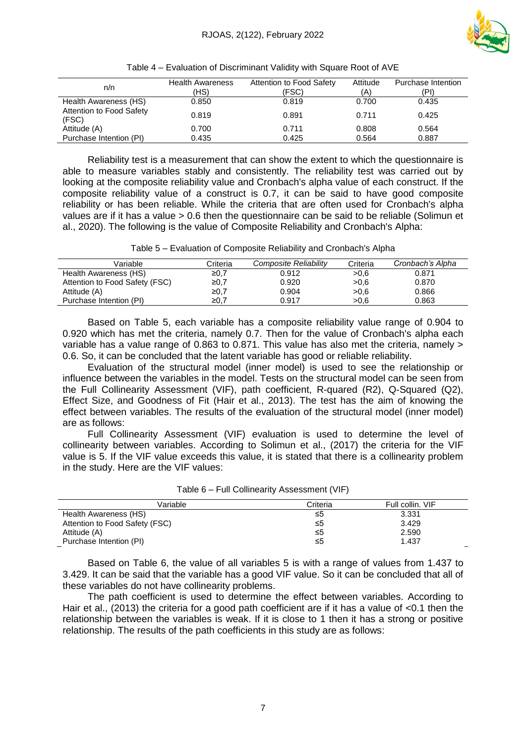Table 4 – Evaluation of Discriminant Validity with Square Root of AVE

| n/n | Health Awareness (HS) | Attention to Food Safety (FSC) | Attitude (A) | Purchase Intention (PI) |
|---|---|---|---|---|
| Health Awareness (HS) | 0.850 | 0.819 | 0.700 | 0.435 |
| Attention to Food Safety (FSC) | 0.819 | 0.891 | 0.711 | 0.425 |
| Attitude (A) | 0.700 | 0.711 | 0.808 | 0.564 |
| Purchase Intention (PI) | 0.435 | 0.425 | 0.564 | 0.887 |

Reliability test is a measurement that can show the extent to which the questionnaire is able to measure variables stably and consistently. The reliability test was carried out by looking at the composite reliability value and Cronbach's alpha value of each construct. If the composite reliability value of a construct is 0.7, it can be said to have good composite reliability or has been reliable. While the criteria that are often used for Cronbach's alpha values are if it has a value > 0.6 then the questionnaire can be said to be reliable (Solimun et al., 2020). The following is the value of Composite Reliability and Cronbach's Alpha:

Table 5 – Evaluation of Composite Reliability and Cronbach's Alpha

| Variable | Criteria | *Composite Reliability* | Criteria | *Cronbach's Alpha* |
|---|---|---|---|---|
| Health Awareness (HS) | ≥0,7 | 0.912 | >0,6 | 0.871 |
| Attention to Food Safety (FSC) | ≥0,7 | 0.920 | >0,6 | 0.870 |
| Attitude (A) | ≥0,7 | 0.904 | >0,6 | 0.866 |
| Purchase Intention (PI) | ≥0,7 | 0.917 | >0,6 | 0.863 |

Based on Table 5, each variable has a composite reliability value range of 0.904 to 0.920 which has met the criteria, namely 0.7. Then for the value of Cronbach's alpha each variable has a value range of 0.863 to 0.871. This value has also met the criteria, namely > 0.6. So, it can be concluded that the latent variable has good or reliable reliability.

Evaluation of the structural model (inner model) is used to see the relationship or influence between the variables in the model. Tests on the structural model can be seen from the Full Collinearity Assessment (VIF), path coefficient, R-quared (R2), Q-Squared (Q2), Effect Size, and Goodness of Fit (Hair et al., 2013). The test has the aim of knowing the effect between variables. The results of the evaluation of the structural model (inner model) are as follows:

Full Collinearity Assessment (VIF) evaluation is used to determine the level of collinearity between variables. According to Solimun et al., (2017) the criteria for the VIF value is 5. If the VIF value exceeds this value, it is stated that there is a collinearity problem in the study. Here are the VIF values:

Table 6 – Full Collinearity Assessment (VIF)

| Variable | Criteria | Full collin. VIF |
|---|---|---|
| Health Awareness (HS) | ≤5 | 3.331 |
| Attention to Food Safety (FSC) | ≤5 | 3.429 |
| Attitude (A) | ≤5 | 2.590 |
| Purchase Intention (PI) | ≤5 | 1.437 |

Based on Table 6, the value of all variables 5 is with a range of values from 1.437 to 3.429. It can be said that the variable has a good VIF value. So it can be concluded that all of these variables do not have collinearity problems.

The path coefficient is used to determine the effect between variables. According to Hair et al., (2013) the criteria for a good path coefficient are if it has a value of <0.1 then the relationship between the variables is weak. If it is close to 1 then it has a strong or positive relationship. The results of the path coefficients in this study are as follows: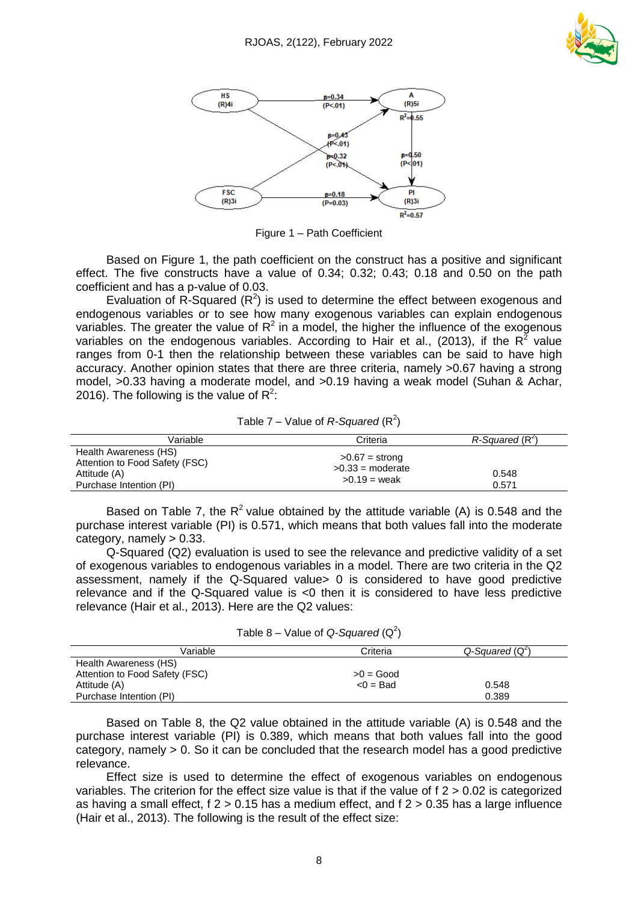Figure 1 – Path Coefficient

Based on Figure 1, the path coefficient on the construct has a positive and significant effect. The five constructs have a value of 0.34; 0.32; 0.43; 0.18 and 0.50 on the path coefficient and has a p-value of 0.03.

Evaluation of R-Squared ($R^2$) is used to determine the effect between exogenous and endogenous variables or to see how many exogenous variables can explain endogenous variables. The greater the value of $R^2$ in a model, the higher the influence of the exogenous variables on the endogenous variables. According to Hair et al., (2013), if the $R^2$ value ranges from 0-1 then the relationship between these variables can be said to have high accuracy. Another opinion states that there are three criteria, namely >0.67 having a strong model, >0.33 having a moderate model, and >0.19 having a weak model (Suhan & Achar, 2016). The following is the value of $R^2$:

Table 7 – Value of *R-Squared* ($R^2$)

| Variable | Criteria | *R-Squared* ($R^2$) |
|---|---|---|
| Health Awareness (HS) | >0.67 = strong | |
| Attention to Food Safety (FSC) | >0.33 = moderate | |
| Attitude (A) | >0.19 = weak | 0.548 |
| Purchase Intention (PI) | | 0.571 |

Based on Table 7, the $R^2$ value obtained by the attitude variable (A) is 0.548 and the purchase interest variable (PI) is 0.571, which means that both values fall into the moderate category, namely > 0.33.

Q-Squared (Q2) evaluation is used to see the relevance and predictive validity of a set of exogenous variables to endogenous variables in a model. There are two criteria in the Q2 assessment, namely if the Q-Squared value> 0 is considered to have good predictive relevance and if the Q-Squared value is <0 then it is considered to have less predictive relevance (Hair et al., 2013). Here are the Q2 values:

Table 8 – Value of *Q-Squared* ($Q^2$)

| Variable | Criteria | *Q-Squared* ($Q^2$) |
|---|---|---|
| Health Awareness (HS) | | |
| Attention to Food Safety (FSC) | >0 = Good | |
| Attitude (A) | <0 = Bad | 0.548 |
| Purchase Intention (PI) | | 0.389 |

Based on Table 8, the Q2 value obtained in the attitude variable (A) is 0.548 and the purchase interest variable (PI) is 0.389, which means that both values fall into the good category, namely > 0. So it can be concluded that the research model has a good predictive relevance.

Effect size is used to determine the effect of exogenous variables on endogenous variables. The criterion for the effect size value is that if the value of f 2 > 0.02 is categorized as having a small effect, f 2 > 0.15 has a medium effect, and f 2 > 0.35 has a large influence (Hair et al., 2013). The following is the result of the effect size: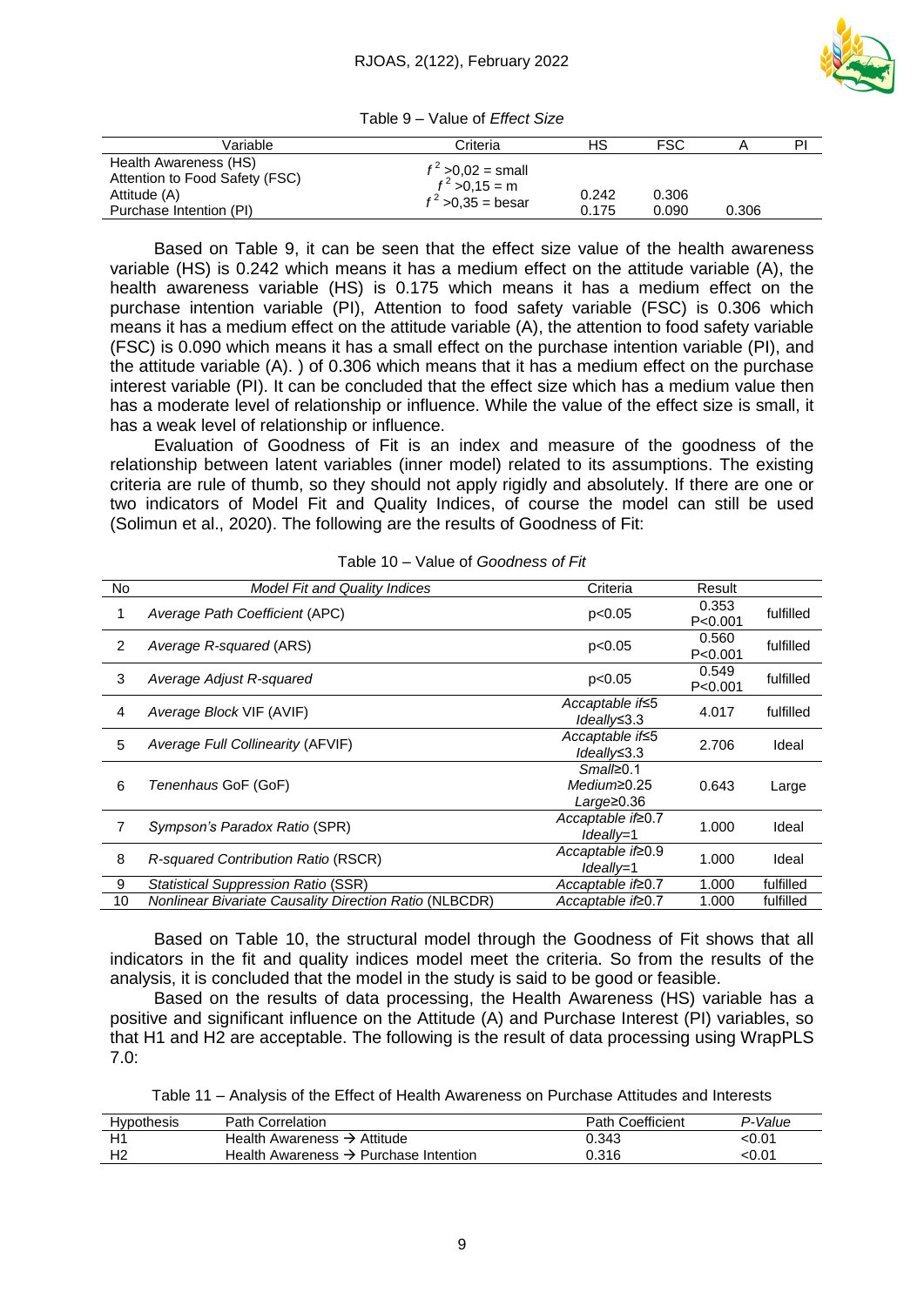Table 9 – Value of *Effect Size*

| Variable | Criteria | HS | FSC | A | PI |
|---|---|---|---|---|---|
| Health Awareness (HS) | $f^2$ >0,02 = small | | | | |
| Attention to Food Safety (FSC) | $f^2$ >0,15 = m | | | | |
| Attitude (A) | $f^2$ >0,35 = besar | 0.242 | 0.306 | | |
| Purchase Intention (PI) | | 0.175 | 0.090 | 0.306 | |

Based on Table 9, it can be seen that the effect size value of the health awareness variable (HS) is 0.242 which means it has a medium effect on the attitude variable (A), the health awareness variable (HS) is 0.175 which means it has a medium effect on the purchase intention variable (PI), Attention to food safety variable (FSC) is 0.306 which means it has a medium effect on the attitude variable (A), the attention to food safety variable (FSC) is 0.090 which means it has a small effect on the purchase intention variable (PI), and the attitude variable (A). ) of 0.306 which means that it has a medium effect on the purchase interest variable (PI). It can be concluded that the effect size which has a medium value then has a moderate level of relationship or influence. While the value of the effect size is small, it has a weak level of relationship or influence.

Evaluation of Goodness of Fit is an index and measure of the goodness of the relationship between latent variables (inner model) related to its assumptions. The existing criteria are rule of thumb, so they should not apply rigidly and absolutely. If there are one or two indicators of Model Fit and Quality Indices, of course the model can still be used (Solimun et al., 2020). The following are the results of Goodness of Fit:

Table 10 – Value of *Goodness of Fit*

| No | *Model Fit and Quality Indices* | Criteria | Result | |
|---|---|---|---|---|
| 1 | *Average Path Coefficient* (APC) | p<0.05 | 0.353 P<0.001 | fulfilled |
| 2 | *Average R-squared* (ARS) | p<0.05 | 0.560 P<0.001 | fulfilled |
| 3 | *Average Adjust R-squared* | p<0.05 | 0.549 P<0.001 | fulfilled |
| 4 | *Average Block* VIF (AVIF) | *Accaptable if*≤5 *Ideally*≤3.3 | 4.017 | fulfilled |
| 5 | *Average Full Collinearity* (AFVIF) | *Accaptable if*≤5 *Ideally*≤3.3 | 2.706 | Ideal |
| 6 | *Tenenhaus* GoF (GoF) | *Small*≥0.1 *Medium*≥0.25 *Large*≥0.36 | 0.643 | Large |
| 7 | *Sympson's Paradox Ratio* (SPR) | *Accaptable if*≥0.7 *Ideally*=1 | 1.000 | Ideal |
| 8 | *R-squared Contribution Ratio* (RSCR) | *Accaptable if*≥0.9 *Ideally*=1 | 1.000 | Ideal |
| 9 | *Statistical Suppression Ratio* (SSR) | *Accaptable if*≥0.7 | 1.000 | fulfilled |
| 10 | *Nonlinear Bivariate Causality Direction Ratio* (NLBCDR) | *Accaptable if*≥0.7 | 1.000 | fulfilled |

Based on Table 10, the structural model through the Goodness of Fit shows that all indicators in the fit and quality indices model meet the criteria. So from the results of the analysis, it is concluded that the model in the study is said to be good or feasible.

Based on the results of data processing, the Health Awareness (HS) variable has a positive and significant influence on the Attitude (A) and Purchase Interest (PI) variables, so that H1 and H2 are acceptable. The following is the result of data processing using WrapPLS 7.0:

Table 11 – Analysis of the Effect of Health Awareness on Purchase Attitudes and Interests

| Hypothesis | Path Correlation | Path Coefficient | *P-Value* |
|---|---|---|---|
| H1 | Health Awareness → Attitude | 0.343 | <0.01 |
| H2 | Health Awareness → Purchase Intention | 0.316 | <0.01 |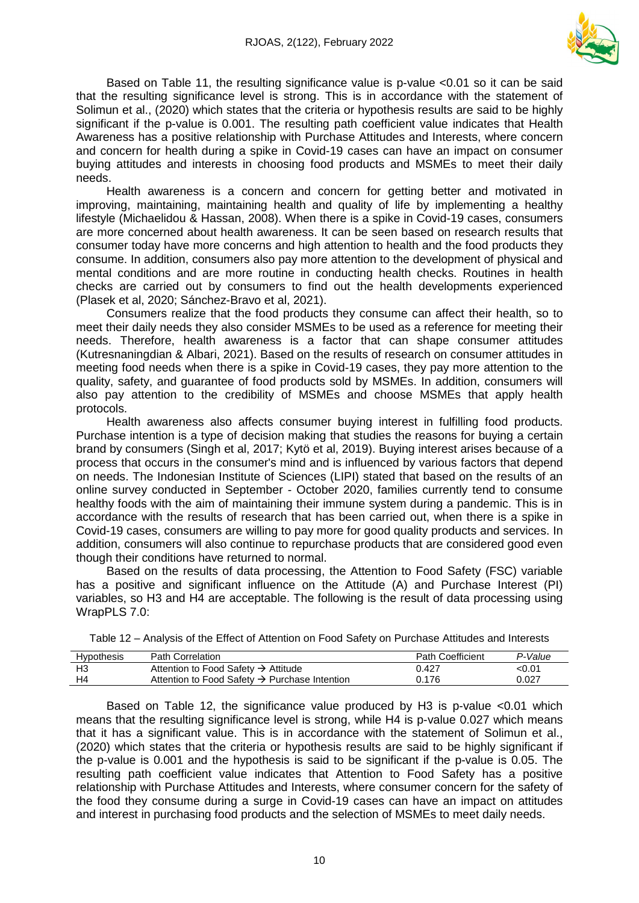Based on Table 11, the resulting significance value is p-value <0.01 so it can be said that the resulting significance level is strong. This is in accordance with the statement of Solimun et al., (2020) which states that the criteria or hypothesis results are said to be highly significant if the p-value is 0.001. The resulting path coefficient value indicates that Health Awareness has a positive relationship with Purchase Attitudes and Interests, where concern and concern for health during a spike in Covid-19 cases can have an impact on consumer buying attitudes and interests in choosing food products and MSMEs to meet their daily needs.

Health awareness is a concern and concern for getting better and motivated in improving, maintaining, maintaining health and quality of life by implementing a healthy lifestyle (Michaelidou & Hassan, 2008). When there is a spike in Covid-19 cases, consumers are more concerned about health awareness. It can be seen based on research results that consumer today have more concerns and high attention to health and the food products they consume. In addition, consumers also pay more attention to the development of physical and mental conditions and are more routine in conducting health checks. Routines in health checks are carried out by consumers to find out the health developments experienced (Plasek et al, 2020; Sánchez-Bravo et al, 2021).

Consumers realize that the food products they consume can affect their health, so to meet their daily needs they also consider MSMEs to be used as a reference for meeting their needs. Therefore, health awareness is a factor that can shape consumer attitudes (Kutresnaningdian & Albari, 2021). Based on the results of research on consumer attitudes in meeting food needs when there is a spike in Covid-19 cases, they pay more attention to the quality, safety, and guarantee of food products sold by MSMEs. In addition, consumers will also pay attention to the credibility of MSMEs and choose MSMEs that apply health protocols.

Health awareness also affects consumer buying interest in fulfilling food products. Purchase intention is a type of decision making that studies the reasons for buying a certain brand by consumers (Singh et al, 2017; Kytö et al, 2019). Buying interest arises because of a process that occurs in the consumer's mind and is influenced by various factors that depend on needs. The Indonesian Institute of Sciences (LIPI) stated that based on the results of an online survey conducted in September - October 2020, families currently tend to consume healthy foods with the aim of maintaining their immune system during a pandemic. This is in accordance with the results of research that has been carried out, when there is a spike in Covid-19 cases, consumers are willing to pay more for good quality products and services. In addition, consumers will also continue to repurchase products that are considered good even though their conditions have returned to normal.

Based on the results of data processing, the Attention to Food Safety (FSC) variable has a positive and significant influence on the Attitude (A) and Purchase Interest (PI) variables, so H3 and H4 are acceptable. The following is the result of data processing using WrapPLS 7.0:

Table 12 – Analysis of the Effect of Attention on Food Safety on Purchase Attitudes and Interests

| Hypothesis | Path Correlation | Path Coefficient | *P-Value* |
|---|---|---|---|
| H3 | Attention to Food Safety → Attitude | 0.427 | <0.01 |
| H4 | Attention to Food Safety → Purchase Intention | 0.176 | 0.027 |

Based on Table 12, the significance value produced by H3 is p-value <0.01 which means that the resulting significance level is strong, while H4 is p-value 0.027 which means that it has a significant value. This is in accordance with the statement of Solimun et al., (2020) which states that the criteria or hypothesis results are said to be highly significant if the p-value is 0.001 and the hypothesis is said to be significant if the p-value is 0.05. The resulting path coefficient value indicates that Attention to Food Safety has a positive relationship with Purchase Attitudes and Interests, where consumer concern for the safety of the food they consume during a surge in Covid-19 cases can have an impact on attitudes and interest in purchasing food products and the selection of MSMEs to meet daily needs.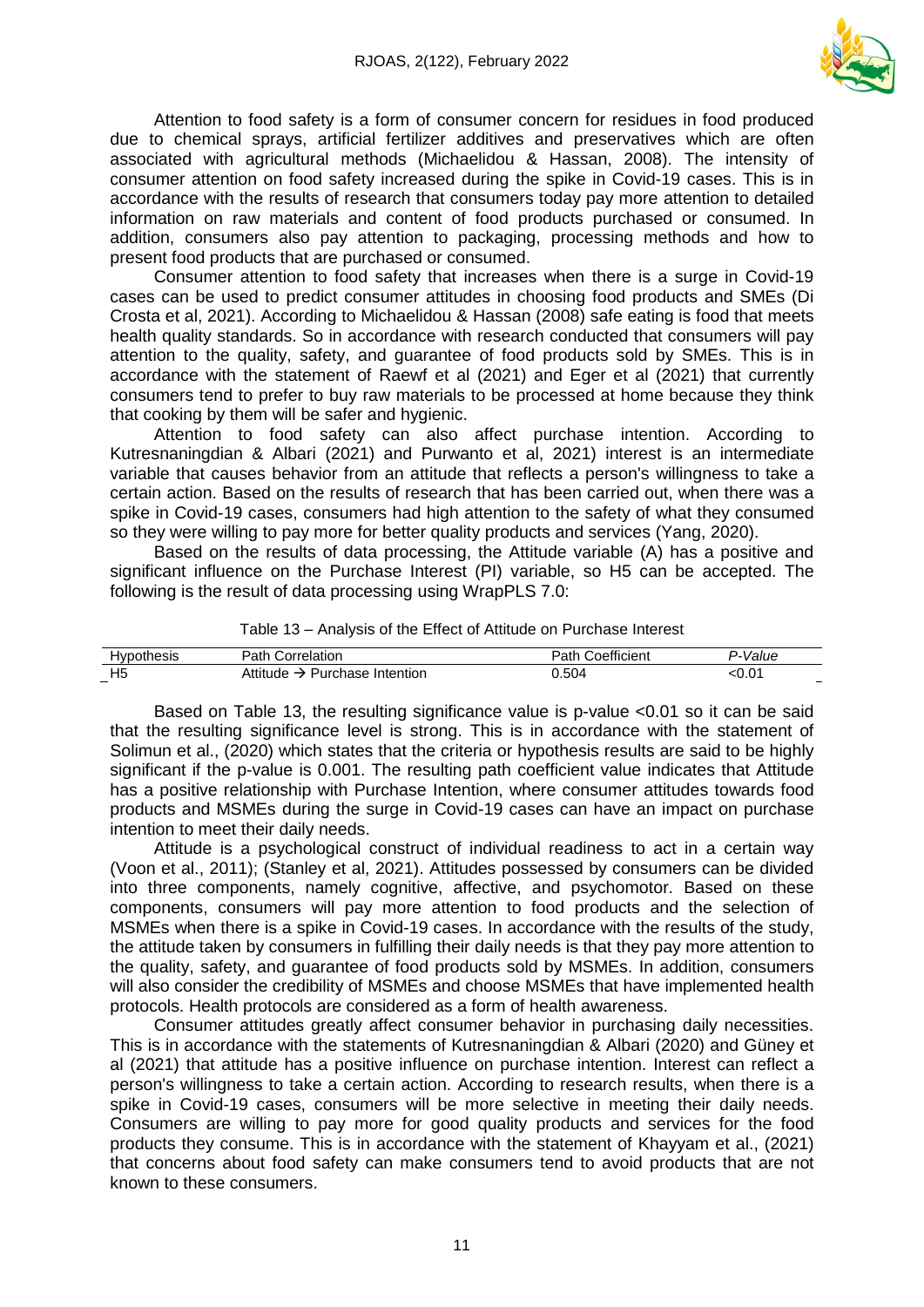Attention to food safety is a form of consumer concern for residues in food produced due to chemical sprays, artificial fertilizer additives and preservatives which are often associated with agricultural methods (Michaelidou & Hassan, 2008). The intensity of consumer attention on food safety increased during the spike in Covid-19 cases. This is in accordance with the results of research that consumers today pay more attention to detailed information on raw materials and content of food products purchased or consumed. In addition, consumers also pay attention to packaging, processing methods and how to present food products that are purchased or consumed.

Consumer attention to food safety that increases when there is a surge in Covid-19 cases can be used to predict consumer attitudes in choosing food products and SMEs (Di Crosta et al, 2021). According to Michaelidou & Hassan (2008) safe eating is food that meets health quality standards. So in accordance with research conducted that consumers will pay attention to the quality, safety, and guarantee of food products sold by SMEs. This is in accordance with the statement of Raewf et al (2021) and Eger et al (2021) that currently consumers tend to prefer to buy raw materials to be processed at home because they think that cooking by them will be safer and hygienic.

Attention to food safety can also affect purchase intention. According to Kutresnaningdian & Albari (2021) and Purwanto et al, 2021) interest is an intermediate variable that causes behavior from an attitude that reflects a person's willingness to take a certain action. Based on the results of research that has been carried out, when there was a spike in Covid-19 cases, consumers had high attention to the safety of what they consumed so they were willing to pay more for better quality products and services (Yang, 2020).

Based on the results of data processing, the Attitude variable (A) has a positive and significant influence on the Purchase Interest (PI) variable, so H5 can be accepted. The following is the result of data processing using WrapPLS 7.0:

Table 13 – Analysis of the Effect of Attitude on Purchase Interest

| Hypothesis | Path Correlation | Path Coefficient | *P-Value* |
|---|---|---|---|
| H5 | Attitude → Purchase Intention | 0.504 | <0.01 |

Based on Table 13, the resulting significance value is p-value <0.01 so it can be said that the resulting significance level is strong. This is in accordance with the statement of Solimun et al., (2020) which states that the criteria or hypothesis results are said to be highly significant if the p-value is 0.001. The resulting path coefficient value indicates that Attitude has a positive relationship with Purchase Intention, where consumer attitudes towards food products and MSMEs during the surge in Covid-19 cases can have an impact on purchase intention to meet their daily needs.

Attitude is a psychological construct of individual readiness to act in a certain way (Voon et al., 2011); (Stanley et al, 2021). Attitudes possessed by consumers can be divided into three components, namely cognitive, affective, and psychomotor. Based on these components, consumers will pay more attention to food products and the selection of MSMEs when there is a spike in Covid-19 cases. In accordance with the results of the study, the attitude taken by consumers in fulfilling their daily needs is that they pay more attention to the quality, safety, and guarantee of food products sold by MSMEs. In addition, consumers will also consider the credibility of MSMEs and choose MSMEs that have implemented health protocols. Health protocols are considered as a form of health awareness.

Consumer attitudes greatly affect consumer behavior in purchasing daily necessities. This is in accordance with the statements of Kutresnaningdian & Albari (2020) and Güney et al (2021) that attitude has a positive influence on purchase intention. Interest can reflect a person's willingness to take a certain action. According to research results, when there is a spike in Covid-19 cases, consumers will be more selective in meeting their daily needs. Consumers are willing to pay more for good quality products and services for the food products they consume. This is in accordance with the statement of Khayyam et al., (2021) that concerns about food safety can make consumers tend to avoid products that are not known to these consumers.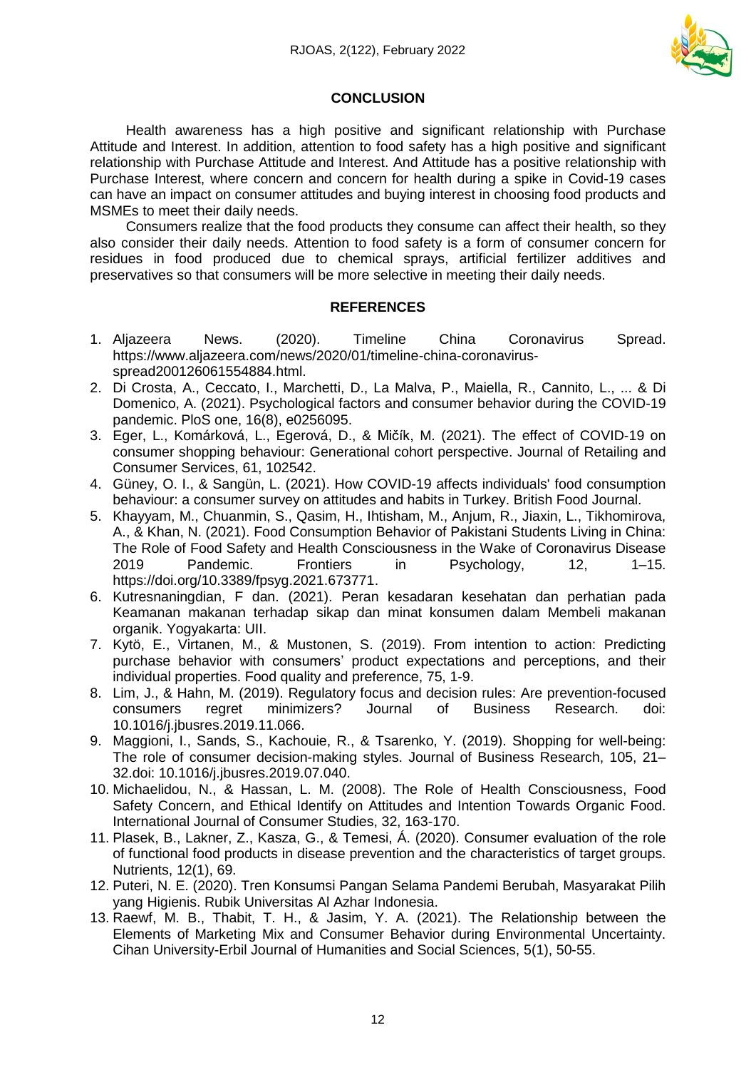## CONCLUSION

Health awareness has a high positive and significant relationship with Purchase Attitude and Interest. In addition, attention to food safety has a high positive and significant relationship with Purchase Attitude and Interest. And Attitude has a positive relationship with Purchase Interest, where concern and concern for health during a spike in Covid-19 cases can have an impact on consumer attitudes and buying interest in choosing food products and MSMEs to meet their daily needs.

Consumers realize that the food products they consume can affect their health, so they also consider their daily needs. Attention to food safety is a form of consumer concern for residues in food produced due to chemical sprays, artificial fertilizer additives and preservatives so that consumers will be more selective in meeting their daily needs.

## REFERENCES

1. Aljazeera News. (2020). Timeline China Coronavirus Spread. https://www.aljazeera.com/news/2020/01/timeline-china-coronavirus-spread200126061554884.html.
2. Di Crosta, A., Ceccato, I., Marchetti, D., La Malva, P., Maiella, R., Cannito, L., ... & Di Domenico, A. (2021). Psychological factors and consumer behavior during the COVID-19 pandemic. PloS one, 16(8), e0256095.
3. Eger, L., Komárková, L., Egerová, D., & Mičík, M. (2021). The effect of COVID-19 on consumer shopping behaviour: Generational cohort perspective. Journal of Retailing and Consumer Services, 61, 102542.
4. Güney, O. I., & Sangün, L. (2021). How COVID-19 affects individuals' food consumption behaviour: a consumer survey on attitudes and habits in Turkey. British Food Journal.
5. Khayyam, M., Chuanmin, S., Qasim, H., Ihtisham, M., Anjum, R., Jiaxin, L., Tikhomirova, A., & Khan, N. (2021). Food Consumption Behavior of Pakistani Students Living in China: The Role of Food Safety and Health Consciousness in the Wake of Coronavirus Disease 2019 Pandemic. Frontiers in Psychology, 12, 1–15. https://doi.org/10.3389/fpsyg.2021.673771.
6. Kutresnaningdian, F dan. (2021). Peran kesadaran kesehatan dan perhatian pada Keamanan makanan terhadap sikap dan minat konsumen dalam Membeli makanan organik. Yogyakarta: UII.
7. Kytö, E., Virtanen, M., & Mustonen, S. (2019). From intention to action: Predicting purchase behavior with consumers' product expectations and perceptions, and their individual properties. Food quality and preference, 75, 1-9.
8. Lim, J., & Hahn, M. (2019). Regulatory focus and decision rules: Are prevention-focused consumers regret minimizers? Journal of Business Research. doi: 10.1016/j.jbusres.2019.11.066.
9. Maggioni, I., Sands, S., Kachouie, R., & Tsarenko, Y. (2019). Shopping for well-being: The role of consumer decision-making styles. Journal of Business Research, 105, 21–32.doi: 10.1016/j.jbusres.2019.07.040.
10. Michaelidou, N., & Hassan, L. M. (2008). The Role of Health Consciousness, Food Safety Concern, and Ethical Identify on Attitudes and Intention Towards Organic Food. International Journal of Consumer Studies, 32, 163-170.
11. Plasek, B., Lakner, Z., Kasza, G., & Temesi, Á. (2020). Consumer evaluation of the role of functional food products in disease prevention and the characteristics of target groups. Nutrients, 12(1), 69.
12. Puteri, N. E. (2020). Tren Konsumsi Pangan Selama Pandemi Berubah, Masyarakat Pilih yang Higienis. Rubik Universitas Al Azhar Indonesia.
13. Raewf, M. B., Thabit, T. H., & Jasim, Y. A. (2021). The Relationship between the Elements of Marketing Mix and Consumer Behavior during Environmental Uncertainty. Cihan University-Erbil Journal of Humanities and Social Sciences, 5(1), 50-55.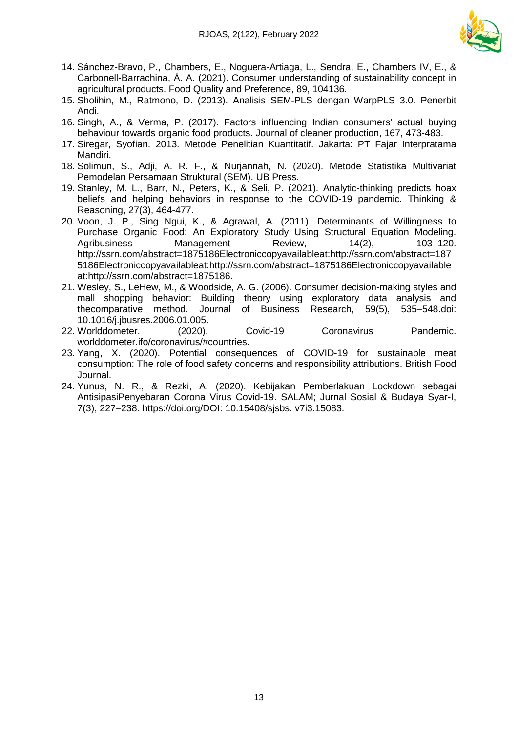14. Sánchez-Bravo, P., Chambers, E., Noguera-Artiaga, L., Sendra, E., Chambers IV, E., & Carbonell-Barrachina, Á. A. (2021). Consumer understanding of sustainability concept in agricultural products. Food Quality and Preference, 89, 104136.
15. Sholihin, M., Ratmono, D. (2013). Analisis SEM-PLS dengan WarpPLS 3.0. Penerbit Andi.
16. Singh, A., & Verma, P. (2017). Factors influencing Indian consumers' actual buying behaviour towards organic food products. Journal of cleaner production, 167, 473-483.
17. Siregar, Syofian. 2013. Metode Penelitian Kuantitatif. Jakarta: PT Fajar Interpratama Mandiri.
18. Solimun, S., Adji, A. R. F., & Nurjannah, N. (2020). Metode Statistika Multivariat Pemodelan Persamaan Struktural (SEM). UB Press.
19. Stanley, M. L., Barr, N., Peters, K., & Seli, P. (2021). Analytic-thinking predicts hoax beliefs and helping behaviors in response to the COVID-19 pandemic. Thinking & Reasoning, 27(3), 464-477.
20. Voon, J. P., Sing Ngui, K., & Agrawal, A. (2011). Determinants of Willingness to Purchase Organic Food: An Exploratory Study Using Structural Equation Modeling. Agribusiness Management Review, 14(2), 103–120. http://ssrn.com/abstract=1875186Electroniccopyavailableat:http://ssrn.com/abstract=1875186Electroniccopyavailableat:http://ssrn.com/abstract=1875186Electroniccopyavailable at:http://ssrn.com/abstract=1875186.
21. Wesley, S., LeHew, M., & Woodside, A. G. (2006). Consumer decision-making styles and mall shopping behavior: Building theory using exploratory data analysis and thecomparative method. Journal of Business Research, 59(5), 535–548.doi: 10.1016/j.jbusres.2006.01.005.
22. Worlddometer. (2020). Covid-19 Coronavirus Pandemic. worlddometer.ifo/coronavirus/#countries.
23. Yang, X. (2020). Potential consequences of COVID-19 for sustainable meat consumption: The role of food safety concerns and responsibility attributions. British Food Journal.
24. Yunus, N. R., & Rezki, A. (2020). Kebijakan Pemberlakuan Lockdown sebagai AntisipasiPenyebaran Corona Virus Covid-19. SALAM; Jurnal Sosial & Budaya Syar-I, 7(3), 227–238. https://doi.org/DOI: 10.15408/sjsbs. v7i3.15083.